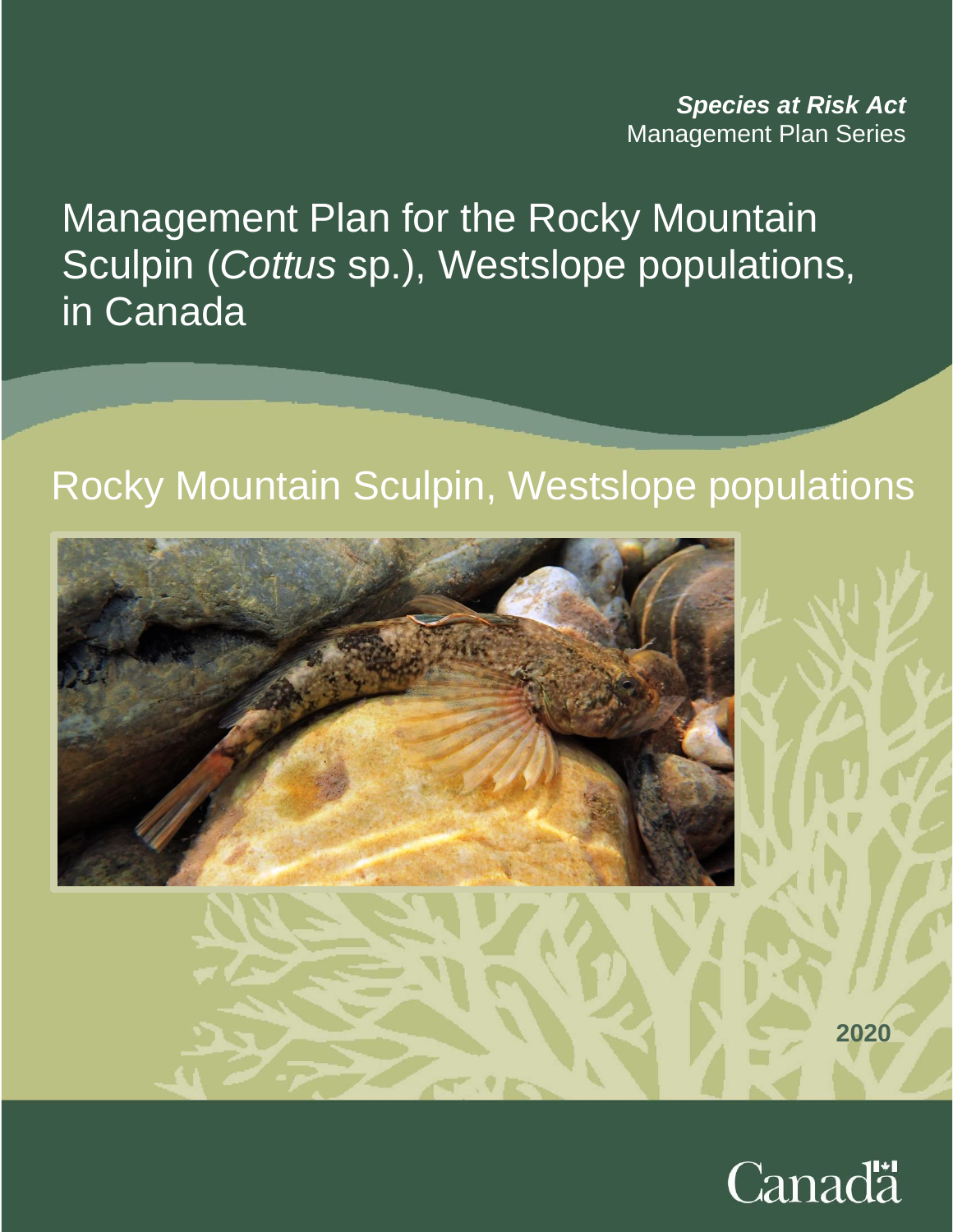***Species at Risk Act***
Management Plan Series

# Management Plan for the Rocky Mountain Sculpin (*Cottus* sp.), Westslope populations, in Canada

## Rocky Mountain Sculpin, Westslope populations

2020

Canada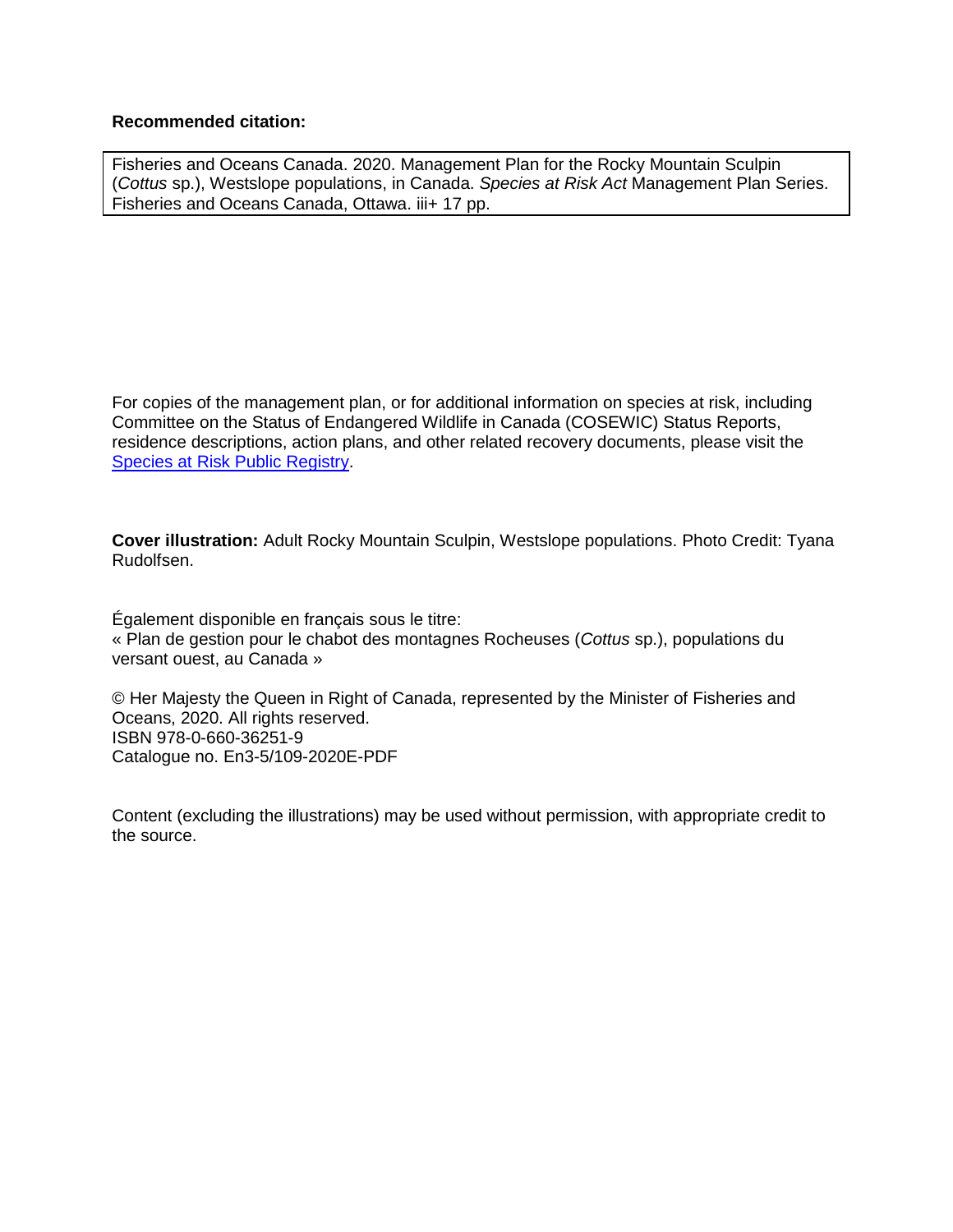**Recommended citation:**

Fisheries and Oceans Canada. 2020. Management Plan for the Rocky Mountain Sculpin (*Cottus* sp.), Westslope populations, in Canada. *Species at Risk Act* Management Plan Series. Fisheries and Oceans Canada, Ottawa. iii+ 17 pp.

For copies of the management plan, or for additional information on species at risk, including Committee on the Status of Endangered Wildlife in Canada (COSEWIC) Status Reports, residence descriptions, action plans, and other related recovery documents, please visit the Species at Risk Public Registry.

**Cover illustration:** Adult Rocky Mountain Sculpin, Westslope populations. Photo Credit: Tyana Rudolfsen.

Également disponible en français sous le titre:
« Plan de gestion pour le chabot des montagnes Rocheuses (*Cottus* sp.), populations du versant ouest, au Canada »

© Her Majesty the Queen in Right of Canada, represented by the Minister of Fisheries and Oceans, 2020. All rights reserved.
ISBN 978-0-660-36251-9
Catalogue no. En3-5/109-2020E-PDF

Content (excluding the illustrations) may be used without permission, with appropriate credit to the source.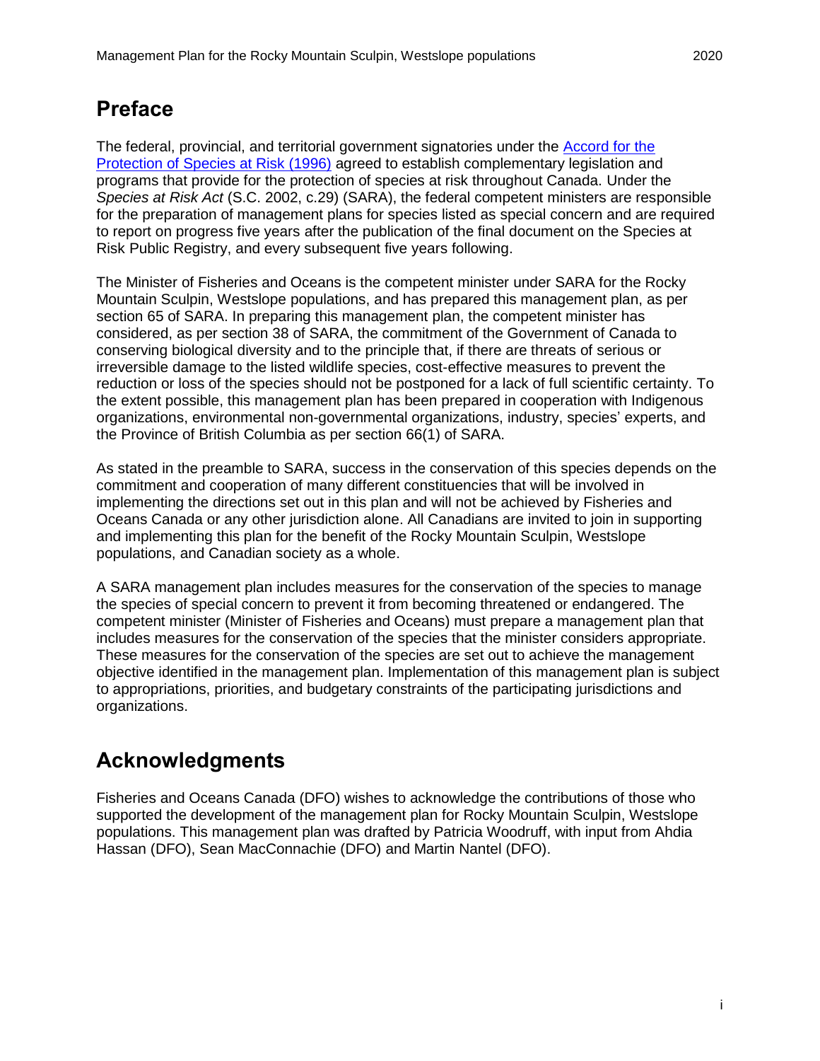## Preface

The federal, provincial, and territorial government signatories under the [Accord for the Protection of Species at Risk (1996)] agreed to establish complementary legislation and programs that provide for the protection of species at risk throughout Canada. Under the *Species at Risk Act* (S.C. 2002, c.29) (SARA), the federal competent ministers are responsible for the preparation of management plans for species listed as special concern and are required to report on progress five years after the publication of the final document on the Species at Risk Public Registry, and every subsequent five years following.

The Minister of Fisheries and Oceans is the competent minister under SARA for the Rocky Mountain Sculpin, Westslope populations, and has prepared this management plan, as per section 65 of SARA. In preparing this management plan, the competent minister has considered, as per section 38 of SARA, the commitment of the Government of Canada to conserving biological diversity and to the principle that, if there are threats of serious or irreversible damage to the listed wildlife species, cost-effective measures to prevent the reduction or loss of the species should not be postponed for a lack of full scientific certainty. To the extent possible, this management plan has been prepared in cooperation with Indigenous organizations, environmental non-governmental organizations, industry, species' experts, and the Province of British Columbia as per section 66(1) of SARA.

As stated in the preamble to SARA, success in the conservation of this species depends on the commitment and cooperation of many different constituencies that will be involved in implementing the directions set out in this plan and will not be achieved by Fisheries and Oceans Canada or any other jurisdiction alone. All Canadians are invited to join in supporting and implementing this plan for the benefit of the Rocky Mountain Sculpin, Westslope populations, and Canadian society as a whole.

A SARA management plan includes measures for the conservation of the species to manage the species of special concern to prevent it from becoming threatened or endangered. The competent minister (Minister of Fisheries and Oceans) must prepare a management plan that includes measures for the conservation of the species that the minister considers appropriate. These measures for the conservation of the species are set out to achieve the management objective identified in the management plan. Implementation of this management plan is subject to appropriations, priorities, and budgetary constraints of the participating jurisdictions and organizations.

## Acknowledgments

Fisheries and Oceans Canada (DFO) wishes to acknowledge the contributions of those who supported the development of the management plan for Rocky Mountain Sculpin, Westslope populations. This management plan was drafted by Patricia Woodruff, with input from Ahdia Hassan (DFO), Sean MacConnachie (DFO) and Martin Nantel (DFO).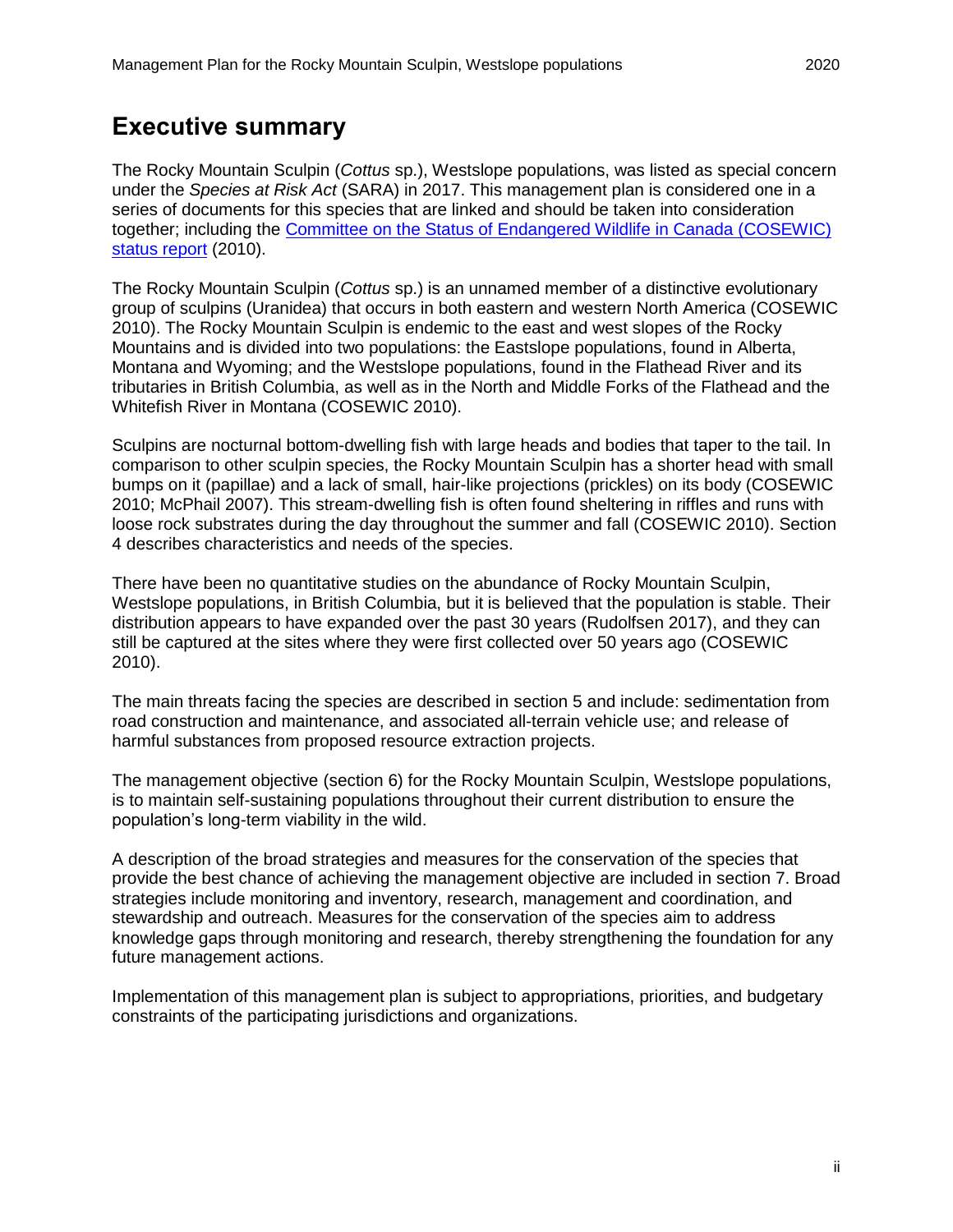# Executive summary

The Rocky Mountain Sculpin (*Cottus* sp.), Westslope populations, was listed as special concern under the *Species at Risk Act* (SARA) in 2017. This management plan is considered one in a series of documents for this species that are linked and should be taken into consideration together; including the [Committee on the Status of Endangered Wildlife in Canada (COSEWIC) status report](#) (2010).

The Rocky Mountain Sculpin (*Cottus* sp.) is an unnamed member of a distinctive evolutionary group of sculpins (Uranidea) that occurs in both eastern and western North America (COSEWIC 2010). The Rocky Mountain Sculpin is endemic to the east and west slopes of the Rocky Mountains and is divided into two populations: the Eastslope populations, found in Alberta, Montana and Wyoming; and the Westslope populations, found in the Flathead River and its tributaries in British Columbia, as well as in the North and Middle Forks of the Flathead and the Whitefish River in Montana (COSEWIC 2010).

Sculpins are nocturnal bottom-dwelling fish with large heads and bodies that taper to the tail. In comparison to other sculpin species, the Rocky Mountain Sculpin has a shorter head with small bumps on it (papillae) and a lack of small, hair-like projections (prickles) on its body (COSEWIC 2010; McPhail 2007). This stream-dwelling fish is often found sheltering in riffles and runs with loose rock substrates during the day throughout the summer and fall (COSEWIC 2010). Section 4 describes characteristics and needs of the species.

There have been no quantitative studies on the abundance of Rocky Mountain Sculpin, Westslope populations, in British Columbia, but it is believed that the population is stable. Their distribution appears to have expanded over the past 30 years (Rudolfsen 2017), and they can still be captured at the sites where they were first collected over 50 years ago (COSEWIC 2010).

The main threats facing the species are described in section 5 and include: sedimentation from road construction and maintenance, and associated all-terrain vehicle use; and release of harmful substances from proposed resource extraction projects.

The management objective (section 6) for the Rocky Mountain Sculpin, Westslope populations, is to maintain self-sustaining populations throughout their current distribution to ensure the population's long-term viability in the wild.

A description of the broad strategies and measures for the conservation of the species that provide the best chance of achieving the management objective are included in section 7. Broad strategies include monitoring and inventory, research, management and coordination, and stewardship and outreach. Measures for the conservation of the species aim to address knowledge gaps through monitoring and research, thereby strengthening the foundation for any future management actions.

Implementation of this management plan is subject to appropriations, priorities, and budgetary constraints of the participating jurisdictions and organizations.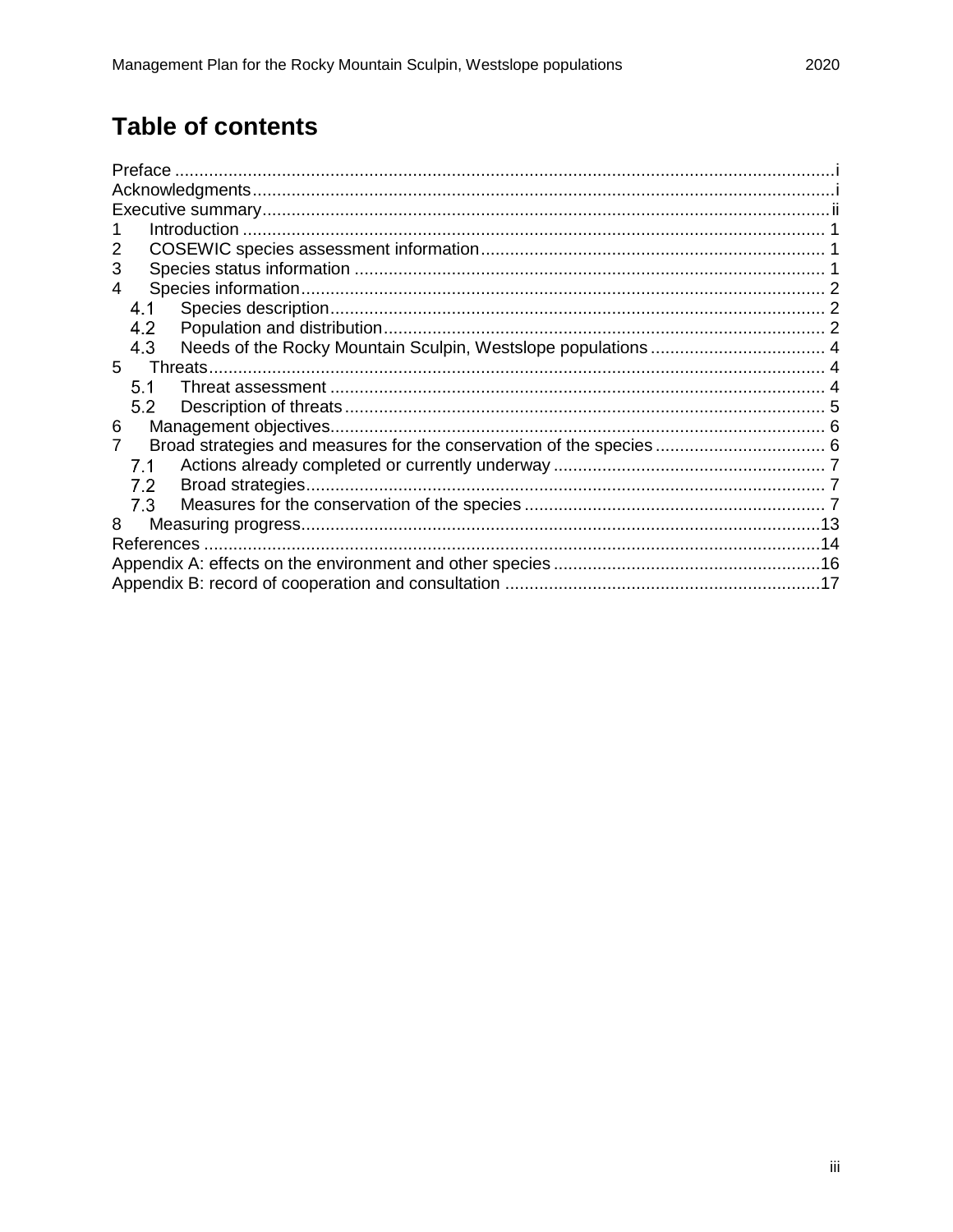# Table of contents

Preface ........................................................................................................................................i
Acknowledgments........................................................................................................................i
Executive summary.....................................................................................................................ii
1 Introduction ........................................................................................................................ 1
2 COSEWIC species assessment information....................................................................... 1
3 Species status information ................................................................................................. 1
4 Species information............................................................................................................ 2
  4.1 Species description...................................................................................................... 2
  4.2 Population and distribution........................................................................................... 2
  4.3 Needs of the Rocky Mountain Sculpin, Westslope populations ................................... 4
5 Threats............................................................................................................................... 4
  5.1 Threat assessment ...................................................................................................... 4
  5.2 Description of threats................................................................................................... 5
6 Management objectives..................................................................................................... 6
7 Broad strategies and measures for the conservation of the species .................................. 6
  7.1 Actions already completed or currently underway ........................................................ 7
  7.2 Broad strategies........................................................................................................... 7
  7.3 Measures for the conservation of the species .............................................................. 7
8 Measuring progress...........................................................................................................13
References ...............................................................................................................................14
Appendix A: effects on the environment and other species .......................................................16
Appendix B: record of cooperation and consultation .................................................................17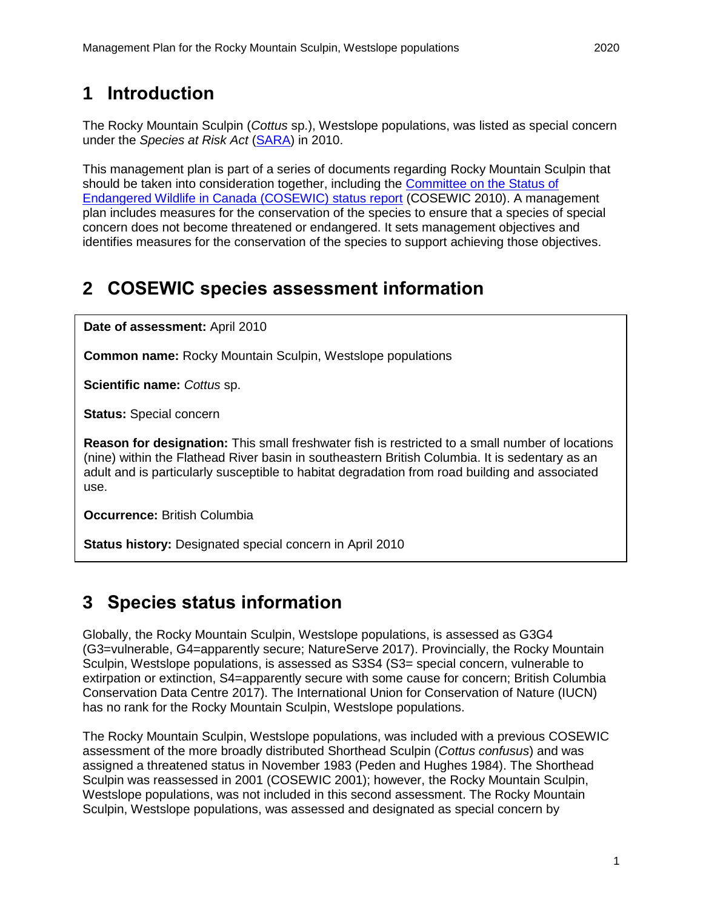# 1 Introduction

The Rocky Mountain Sculpin (*Cottus* sp.), Westslope populations, was listed as special concern under the *Species at Risk Act* (SARA) in 2010.

This management plan is part of a series of documents regarding Rocky Mountain Sculpin that should be taken into consideration together, including the Committee on the Status of Endangered Wildlife in Canada (COSEWIC) status report (COSEWIC 2010). A management plan includes measures for the conservation of the species to ensure that a species of special concern does not become threatened or endangered. It sets management objectives and identifies measures for the conservation of the species to support achieving those objectives.

# 2 COSEWIC species assessment information

**Date of assessment:** April 2010

**Common name:** Rocky Mountain Sculpin, Westslope populations

**Scientific name:** *Cottus* sp.

**Status:** Special concern

**Reason for designation:** This small freshwater fish is restricted to a small number of locations (nine) within the Flathead River basin in southeastern British Columbia. It is sedentary as an adult and is particularly susceptible to habitat degradation from road building and associated use.

**Occurrence:** British Columbia

**Status history:** Designated special concern in April 2010

# 3 Species status information

Globally, the Rocky Mountain Sculpin, Westslope populations, is assessed as G3G4 (G3=vulnerable, G4=apparently secure; NatureServe 2017). Provincially, the Rocky Mountain Sculpin, Westslope populations, is assessed as S3S4 (S3= special concern, vulnerable to extirpation or extinction, S4=apparently secure with some cause for concern; British Columbia Conservation Data Centre 2017). The International Union for Conservation of Nature (IUCN) has no rank for the Rocky Mountain Sculpin, Westslope populations.

The Rocky Mountain Sculpin, Westslope populations, was included with a previous COSEWIC assessment of the more broadly distributed Shorthead Sculpin (*Cottus confusus*) and was assigned a threatened status in November 1983 (Peden and Hughes 1984). The Shorthead Sculpin was reassessed in 2001 (COSEWIC 2001); however, the Rocky Mountain Sculpin, Westslope populations, was not included in this second assessment. The Rocky Mountain Sculpin, Westslope populations, was assessed and designated as special concern by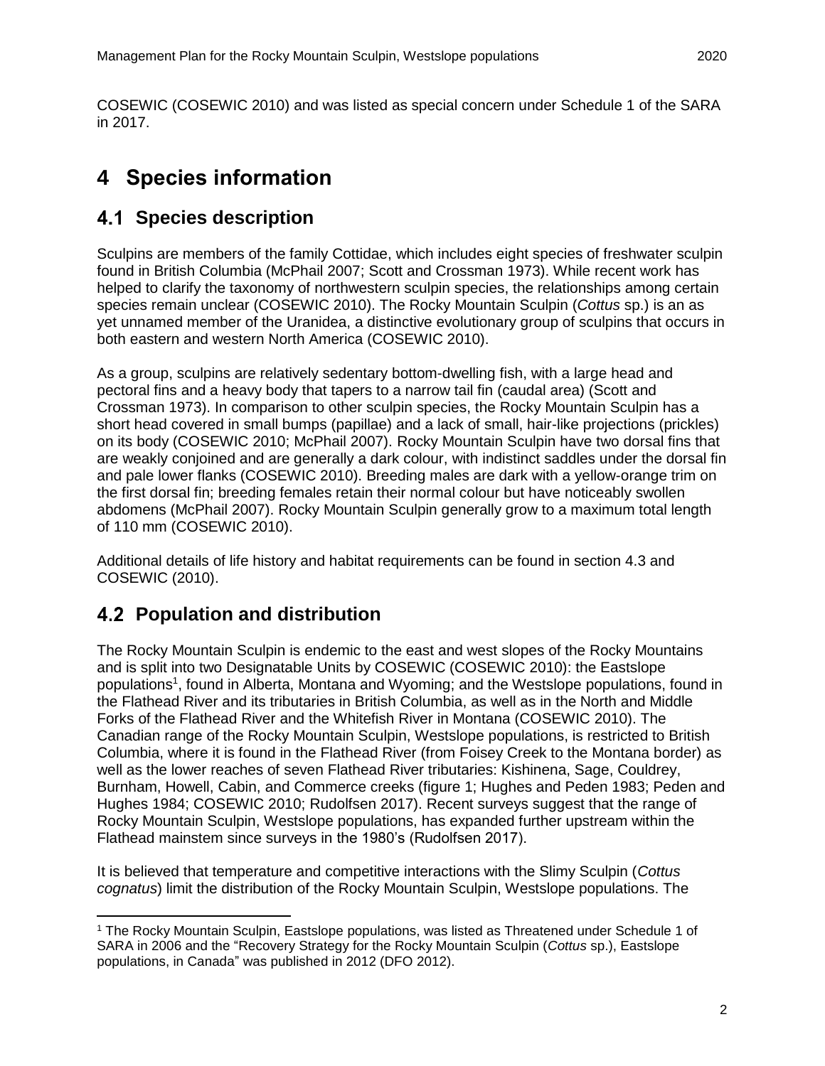COSEWIC (COSEWIC 2010) and was listed as special concern under Schedule 1 of the SARA in 2017.

# 4 Species information

## 4.1 Species description

Sculpins are members of the family Cottidae, which includes eight species of freshwater sculpin found in British Columbia (McPhail 2007; Scott and Crossman 1973). While recent work has helped to clarify the taxonomy of northwestern sculpin species, the relationships among certain species remain unclear (COSEWIC 2010). The Rocky Mountain Sculpin (*Cottus* sp.) is an as yet unnamed member of the Uranidea, a distinctive evolutionary group of sculpins that occurs in both eastern and western North America (COSEWIC 2010).

As a group, sculpins are relatively sedentary bottom-dwelling fish, with a large head and pectoral fins and a heavy body that tapers to a narrow tail fin (caudal area) (Scott and Crossman 1973). In comparison to other sculpin species, the Rocky Mountain Sculpin has a short head covered in small bumps (papillae) and a lack of small, hair-like projections (prickles) on its body (COSEWIC 2010; McPhail 2007). Rocky Mountain Sculpin have two dorsal fins that are weakly conjoined and are generally a dark colour, with indistinct saddles under the dorsal fin and pale lower flanks (COSEWIC 2010). Breeding males are dark with a yellow-orange trim on the first dorsal fin; breeding females retain their normal colour but have noticeably swollen abdomens (McPhail 2007). Rocky Mountain Sculpin generally grow to a maximum total length of 110 mm (COSEWIC 2010).

Additional details of life history and habitat requirements can be found in section 4.3 and COSEWIC (2010).

## 4.2 Population and distribution

The Rocky Mountain Sculpin is endemic to the east and west slopes of the Rocky Mountains and is split into two Designatable Units by COSEWIC (COSEWIC 2010): the Eastslope populations[1], found in Alberta, Montana and Wyoming; and the Westslope populations, found in the Flathead River and its tributaries in British Columbia, as well as in the North and Middle Forks of the Flathead River and the Whitefish River in Montana (COSEWIC 2010). The Canadian range of the Rocky Mountain Sculpin, Westslope populations, is restricted to British Columbia, where it is found in the Flathead River (from Foisey Creek to the Montana border) as well as the lower reaches of seven Flathead River tributaries: Kishinena, Sage, Couldrey, Burnham, Howell, Cabin, and Commerce creeks (figure 1; Hughes and Peden 1983; Peden and Hughes 1984; COSEWIC 2010; Rudolfsen 2017). Recent surveys suggest that the range of Rocky Mountain Sculpin, Westslope populations, has expanded further upstream within the Flathead mainstem since surveys in the 1980's (Rudolfsen 2017).

It is believed that temperature and competitive interactions with the Slimy Sculpin (*Cottus cognatus*) limit the distribution of the Rocky Mountain Sculpin, Westslope populations. The

[1] The Rocky Mountain Sculpin, Eastslope populations, was listed as Threatened under Schedule 1 of SARA in 2006 and the "Recovery Strategy for the Rocky Mountain Sculpin (*Cottus* sp.), Eastslope populations, in Canada" was published in 2012 (DFO 2012).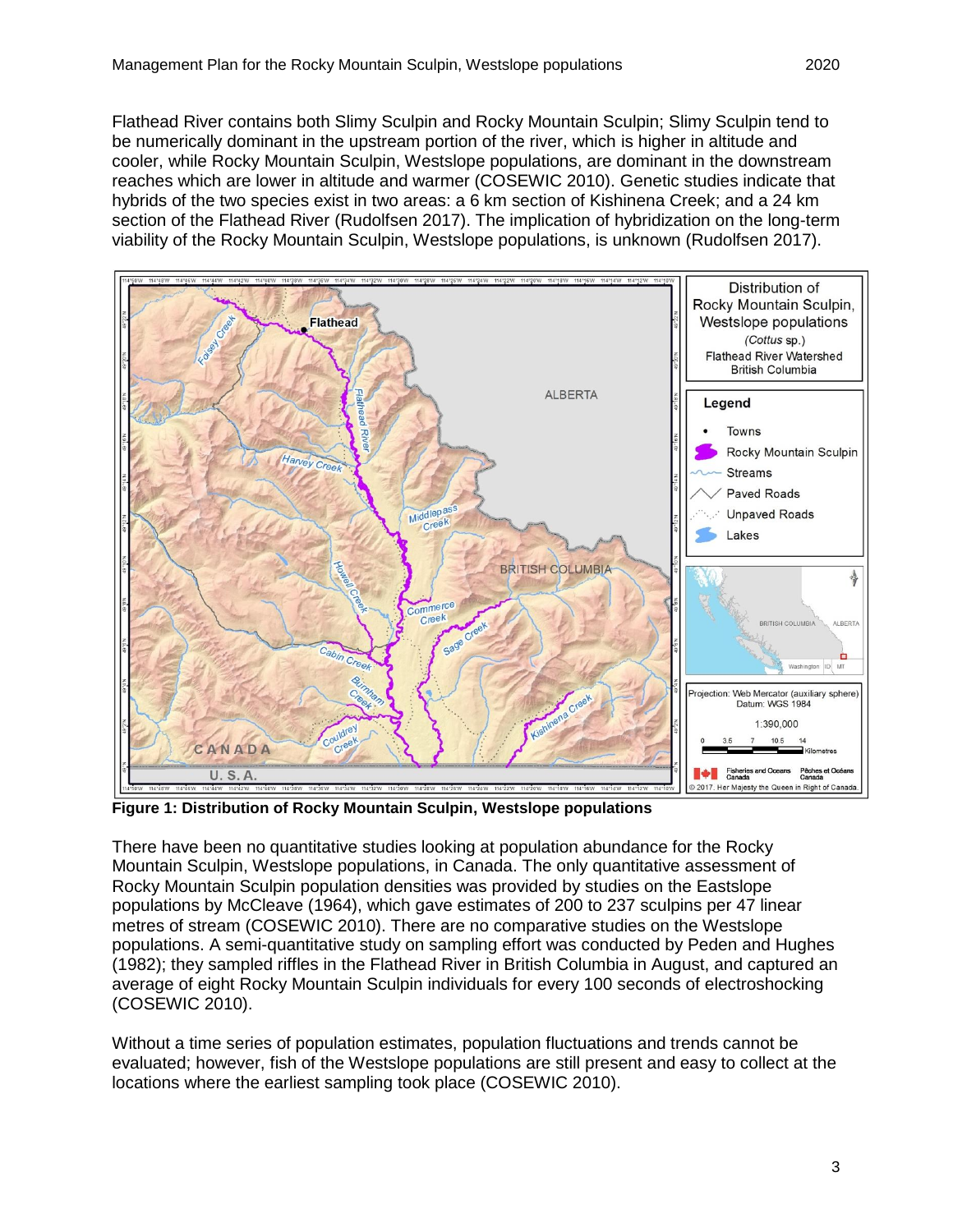Flathead River contains both Slimy Sculpin and Rocky Mountain Sculpin; Slimy Sculpin tend to be numerically dominant in the upstream portion of the river, which is higher in altitude and cooler, while Rocky Mountain Sculpin, Westslope populations, are dominant in the downstream reaches which are lower in altitude and warmer (COSEWIC 2010). Genetic studies indicate that hybrids of the two species exist in two areas: a 6 km section of Kishinena Creek; and a 24 km section of the Flathead River (Rudolfsen 2017). The implication of hybridization on the long-term viability of the Rocky Mountain Sculpin, Westslope populations, is unknown (Rudolfsen 2017).

**Figure 1: Distribution of Rocky Mountain Sculpin, Westslope populations**

There have been no quantitative studies looking at population abundance for the Rocky Mountain Sculpin, Westslope populations, in Canada. The only quantitative assessment of Rocky Mountain Sculpin population densities was provided by studies on the Eastslope populations by McCleave (1964), which gave estimates of 200 to 237 sculpins per 47 linear metres of stream (COSEWIC 2010). There are no comparative studies on the Westslope populations. A semi-quantitative study on sampling effort was conducted by Peden and Hughes (1982); they sampled riffles in the Flathead River in British Columbia in August, and captured an average of eight Rocky Mountain Sculpin individuals for every 100 seconds of electroshocking (COSEWIC 2010).

Without a time series of population estimates, population fluctuations and trends cannot be evaluated; however, fish of the Westslope populations are still present and easy to collect at the locations where the earliest sampling took place (COSEWIC 2010).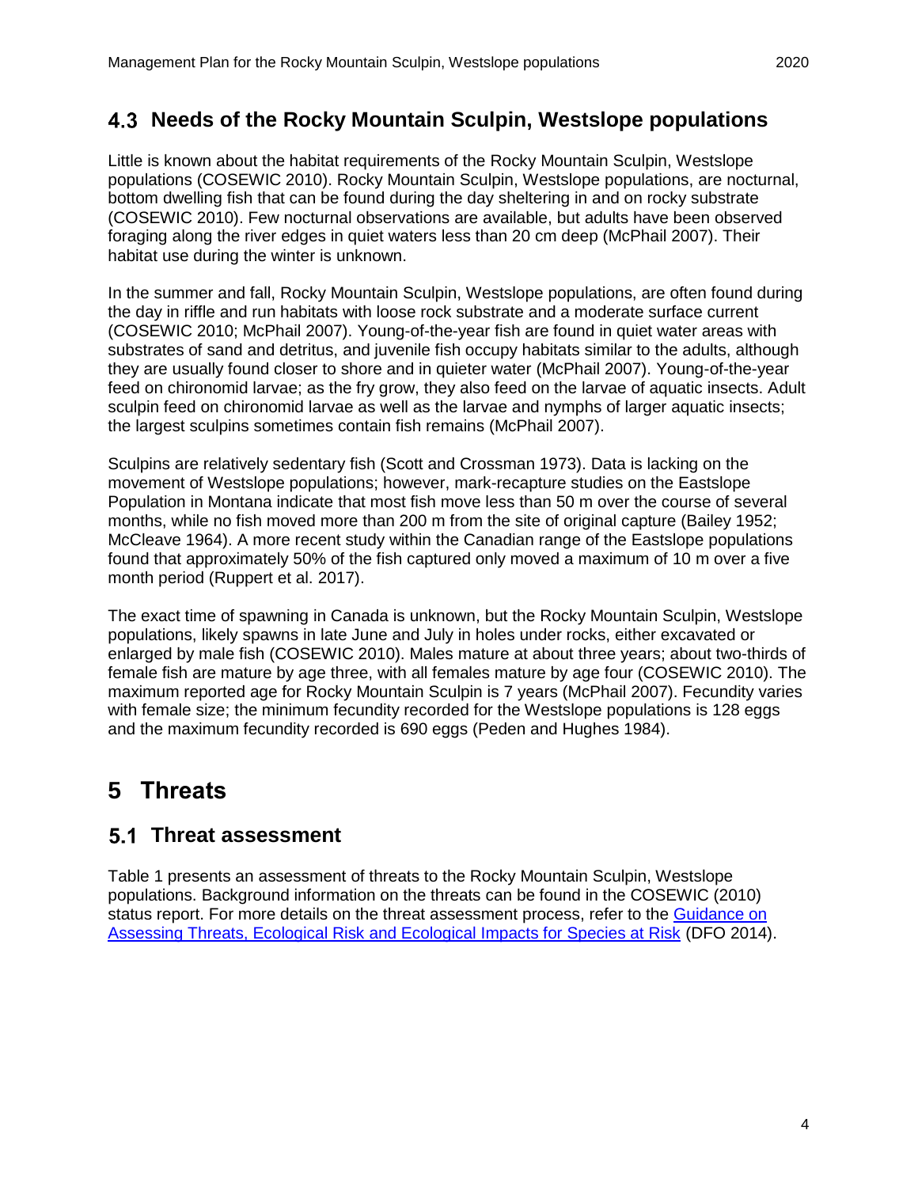## 4.3 Needs of the Rocky Mountain Sculpin, Westslope populations

Little is known about the habitat requirements of the Rocky Mountain Sculpin, Westslope populations (COSEWIC 2010). Rocky Mountain Sculpin, Westslope populations, are nocturnal, bottom dwelling fish that can be found during the day sheltering in and on rocky substrate (COSEWIC 2010). Few nocturnal observations are available, but adults have been observed foraging along the river edges in quiet waters less than 20 cm deep (McPhail 2007). Their habitat use during the winter is unknown.

In the summer and fall, Rocky Mountain Sculpin, Westslope populations, are often found during the day in riffle and run habitats with loose rock substrate and a moderate surface current (COSEWIC 2010; McPhail 2007). Young-of-the-year fish are found in quiet water areas with substrates of sand and detritus, and juvenile fish occupy habitats similar to the adults, although they are usually found closer to shore and in quieter water (McPhail 2007). Young-of-the-year feed on chironomid larvae; as the fry grow, they also feed on the larvae of aquatic insects. Adult sculpin feed on chironomid larvae as well as the larvae and nymphs of larger aquatic insects; the largest sculpins sometimes contain fish remains (McPhail 2007).

Sculpins are relatively sedentary fish (Scott and Crossman 1973). Data is lacking on the movement of Westslope populations; however, mark-recapture studies on the Eastslope Population in Montana indicate that most fish move less than 50 m over the course of several months, while no fish moved more than 200 m from the site of original capture (Bailey 1952; McCleave 1964). A more recent study within the Canadian range of the Eastslope populations found that approximately 50% of the fish captured only moved a maximum of 10 m over a five month period (Ruppert et al. 2017).

The exact time of spawning in Canada is unknown, but the Rocky Mountain Sculpin, Westslope populations, likely spawns in late June and July in holes under rocks, either excavated or enlarged by male fish (COSEWIC 2010). Males mature at about three years; about two-thirds of female fish are mature by age three, with all females mature by age four (COSEWIC 2010). The maximum reported age for Rocky Mountain Sculpin is 7 years (McPhail 2007). Fecundity varies with female size; the minimum fecundity recorded for the Westslope populations is 128 eggs and the maximum fecundity recorded is 690 eggs (Peden and Hughes 1984).

# 5 Threats

## 5.1 Threat assessment

Table 1 presents an assessment of threats to the Rocky Mountain Sculpin, Westslope populations. Background information on the threats can be found in the COSEWIC (2010) status report. For more details on the threat assessment process, refer to the Guidance on Assessing Threats, Ecological Risk and Ecological Impacts for Species at Risk (DFO 2014).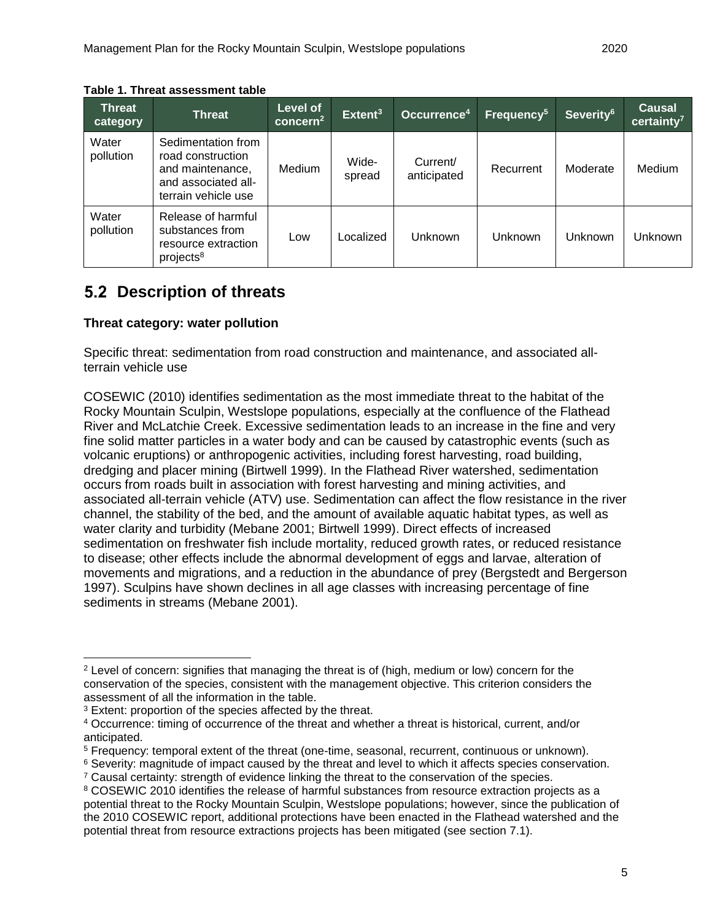**Table 1. Threat assessment table**

| Threat category | Threat | Level of concern[2] | Extent[3] | Occurrence[4] | Frequency[5] | Severity[6] | Causal certainty[7] |
|---|---|---|---|---|---|---|---|
| Water pollution | Sedimentation from road construction and maintenance, and associated all-terrain vehicle use | Medium | Wide-spread | Current/ anticipated | Recurrent | Moderate | Medium |
| Water pollution | Release of harmful substances from resource extraction projects[8] | Low | Localized | Unknown | Unknown | Unknown | Unknown |

## 5.2 Description of threats

**Threat category: water pollution**

Specific threat: sedimentation from road construction and maintenance, and associated all-terrain vehicle use

COSEWIC (2010) identifies sedimentation as the most immediate threat to the habitat of the Rocky Mountain Sculpin, Westslope populations, especially at the confluence of the Flathead River and McLatchie Creek. Excessive sedimentation leads to an increase in the fine and very fine solid matter particles in a water body and can be caused by catastrophic events (such as volcanic eruptions) or anthropogenic activities, including forest harvesting, road building, dredging and placer mining (Birtwell 1999). In the Flathead River watershed, sedimentation occurs from roads built in association with forest harvesting and mining activities, and associated all-terrain vehicle (ATV) use. Sedimentation can affect the flow resistance in the river channel, the stability of the bed, and the amount of available aquatic habitat types, as well as water clarity and turbidity (Mebane 2001; Birtwell 1999). Direct effects of increased sedimentation on freshwater fish include mortality, reduced growth rates, or reduced resistance to disease; other effects include the abnormal development of eggs and larvae, alteration of movements and migrations, and a reduction in the abundance of prey (Bergstedt and Bergerson 1997). Sculpins have shown declines in all age classes with increasing percentage of fine sediments in streams (Mebane 2001).

[2] Level of concern: signifies that managing the threat is of (high, medium or low) concern for the conservation of the species, consistent with the management objective. This criterion considers the assessment of all the information in the table.

[3] Extent: proportion of the species affected by the threat.

[4] Occurrence: timing of occurrence of the threat and whether a threat is historical, current, and/or anticipated.

[5] Frequency: temporal extent of the threat (one-time, seasonal, recurrent, continuous or unknown).

[6] Severity: magnitude of impact caused by the threat and level to which it affects species conservation.

[7] Causal certainty: strength of evidence linking the threat to the conservation of the species.

[8] COSEWIC 2010 identifies the release of harmful substances from resource extraction projects as a potential threat to the Rocky Mountain Sculpin, Westslope populations; however, since the publication of the 2010 COSEWIC report, additional protections have been enacted in the Flathead watershed and the potential threat from resource extractions projects has been mitigated (see section 7.1).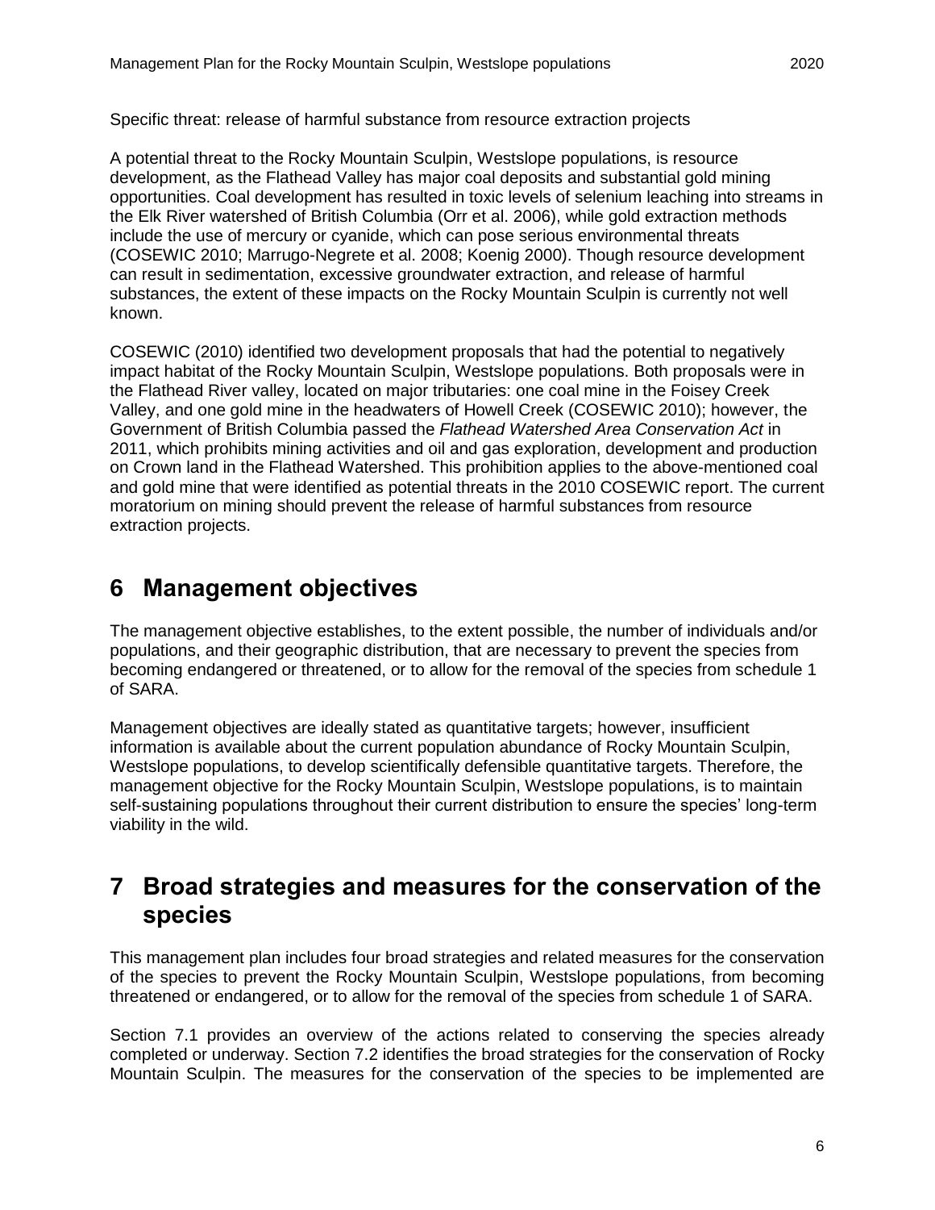Specific threat: release of harmful substance from resource extraction projects

A potential threat to the Rocky Mountain Sculpin, Westslope populations, is resource development, as the Flathead Valley has major coal deposits and substantial gold mining opportunities. Coal development has resulted in toxic levels of selenium leaching into streams in the Elk River watershed of British Columbia (Orr et al. 2006), while gold extraction methods include the use of mercury or cyanide, which can pose serious environmental threats (COSEWIC 2010; Marrugo-Negrete et al. 2008; Koenig 2000). Though resource development can result in sedimentation, excessive groundwater extraction, and release of harmful substances, the extent of these impacts on the Rocky Mountain Sculpin is currently not well known.

COSEWIC (2010) identified two development proposals that had the potential to negatively impact habitat of the Rocky Mountain Sculpin, Westslope populations. Both proposals were in the Flathead River valley, located on major tributaries: one coal mine in the Foisey Creek Valley, and one gold mine in the headwaters of Howell Creek (COSEWIC 2010); however, the Government of British Columbia passed the *Flathead Watershed Area Conservation Act* in 2011, which prohibits mining activities and oil and gas exploration, development and production on Crown land in the Flathead Watershed. This prohibition applies to the above-mentioned coal and gold mine that were identified as potential threats in the 2010 COSEWIC report. The current moratorium on mining should prevent the release of harmful substances from resource extraction projects.

# 6 Management objectives

The management objective establishes, to the extent possible, the number of individuals and/or populations, and their geographic distribution, that are necessary to prevent the species from becoming endangered or threatened, or to allow for the removal of the species from schedule 1 of SARA.

Management objectives are ideally stated as quantitative targets; however, insufficient information is available about the current population abundance of Rocky Mountain Sculpin, Westslope populations, to develop scientifically defensible quantitative targets. Therefore, the management objective for the Rocky Mountain Sculpin, Westslope populations, is to maintain self-sustaining populations throughout their current distribution to ensure the species' long-term viability in the wild.

# 7 Broad strategies and measures for the conservation of the species

This management plan includes four broad strategies and related measures for the conservation of the species to prevent the Rocky Mountain Sculpin, Westslope populations, from becoming threatened or endangered, or to allow for the removal of the species from schedule 1 of SARA.

Section 7.1 provides an overview of the actions related to conserving the species already completed or underway. Section 7.2 identifies the broad strategies for the conservation of Rocky Mountain Sculpin. The measures for the conservation of the species to be implemented are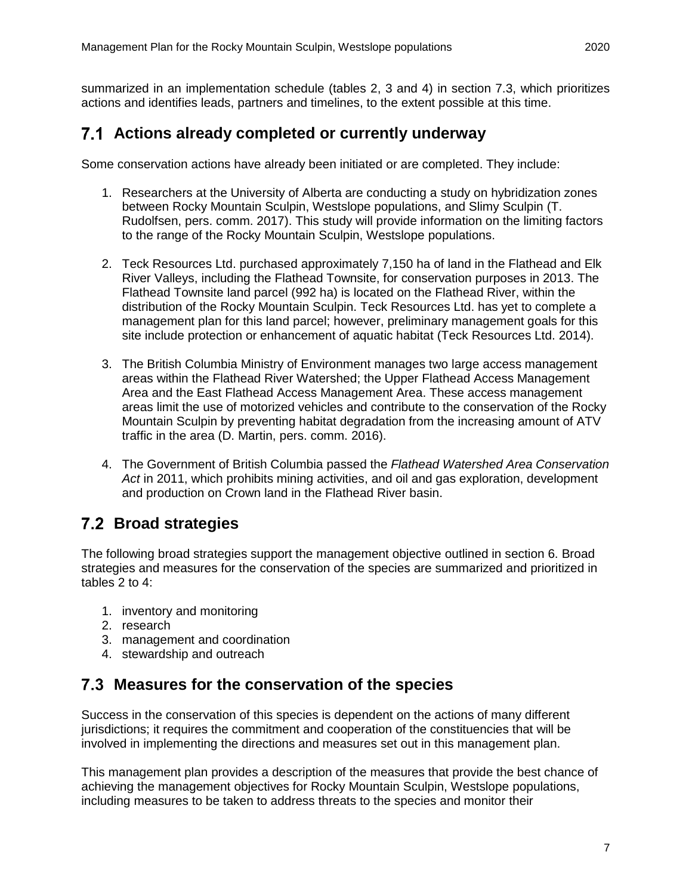summarized in an implementation schedule (tables 2, 3 and 4) in section 7.3, which prioritizes actions and identifies leads, partners and timelines, to the extent possible at this time.

## 7.1 Actions already completed or currently underway

Some conservation actions have already been initiated or are completed. They include:

1. Researchers at the University of Alberta are conducting a study on hybridization zones between Rocky Mountain Sculpin, Westslope populations, and Slimy Sculpin (T. Rudolfsen, pers. comm. 2017). This study will provide information on the limiting factors to the range of the Rocky Mountain Sculpin, Westslope populations.

2. Teck Resources Ltd. purchased approximately 7,150 ha of land in the Flathead and Elk River Valleys, including the Flathead Townsite, for conservation purposes in 2013. The Flathead Townsite land parcel (992 ha) is located on the Flathead River, within the distribution of the Rocky Mountain Sculpin. Teck Resources Ltd. has yet to complete a management plan for this land parcel; however, preliminary management goals for this site include protection or enhancement of aquatic habitat (Teck Resources Ltd. 2014).

3. The British Columbia Ministry of Environment manages two large access management areas within the Flathead River Watershed; the Upper Flathead Access Management Area and the East Flathead Access Management Area. These access management areas limit the use of motorized vehicles and contribute to the conservation of the Rocky Mountain Sculpin by preventing habitat degradation from the increasing amount of ATV traffic in the area (D. Martin, pers. comm. 2016).

4. The Government of British Columbia passed the *Flathead Watershed Area Conservation Act* in 2011, which prohibits mining activities, and oil and gas exploration, development and production on Crown land in the Flathead River basin.

## 7.2 Broad strategies

The following broad strategies support the management objective outlined in section 6. Broad strategies and measures for the conservation of the species are summarized and prioritized in tables 2 to 4:

1. inventory and monitoring
2. research
3. management and coordination
4. stewardship and outreach

## 7.3 Measures for the conservation of the species

Success in the conservation of this species is dependent on the actions of many different jurisdictions; it requires the commitment and cooperation of the constituencies that will be involved in implementing the directions and measures set out in this management plan.

This management plan provides a description of the measures that provide the best chance of achieving the management objectives for Rocky Mountain Sculpin, Westslope populations, including measures to be taken to address threats to the species and monitor their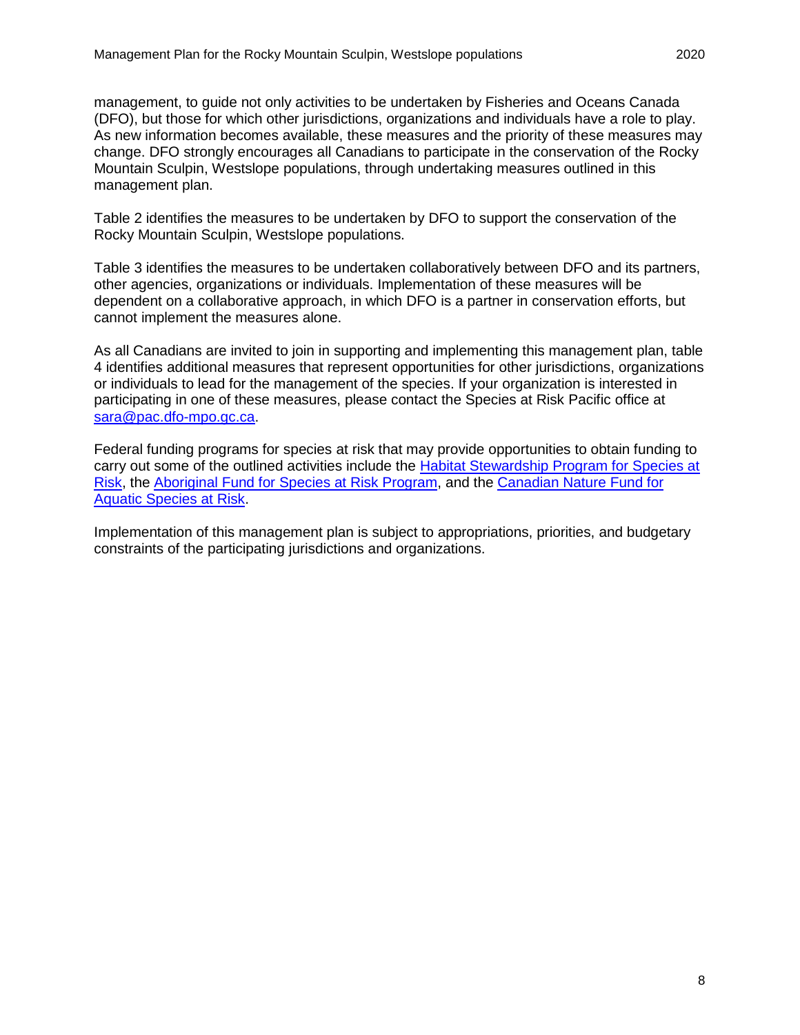management, to guide not only activities to be undertaken by Fisheries and Oceans Canada (DFO), but those for which other jurisdictions, organizations and individuals have a role to play. As new information becomes available, these measures and the priority of these measures may change. DFO strongly encourages all Canadians to participate in the conservation of the Rocky Mountain Sculpin, Westslope populations, through undertaking measures outlined in this management plan.

Table 2 identifies the measures to be undertaken by DFO to support the conservation of the Rocky Mountain Sculpin, Westslope populations.

Table 3 identifies the measures to be undertaken collaboratively between DFO and its partners, other agencies, organizations or individuals. Implementation of these measures will be dependent on a collaborative approach, in which DFO is a partner in conservation efforts, but cannot implement the measures alone.

As all Canadians are invited to join in supporting and implementing this management plan, table 4 identifies additional measures that represent opportunities for other jurisdictions, organizations or individuals to lead for the management of the species. If your organization is interested in participating in one of these measures, please contact the Species at Risk Pacific office at sara@pac.dfo-mpo.gc.ca.

Federal funding programs for species at risk that may provide opportunities to obtain funding to carry out some of the outlined activities include the Habitat Stewardship Program for Species at Risk, the Aboriginal Fund for Species at Risk Program, and the Canadian Nature Fund for Aquatic Species at Risk.

Implementation of this management plan is subject to appropriations, priorities, and budgetary constraints of the participating jurisdictions and organizations.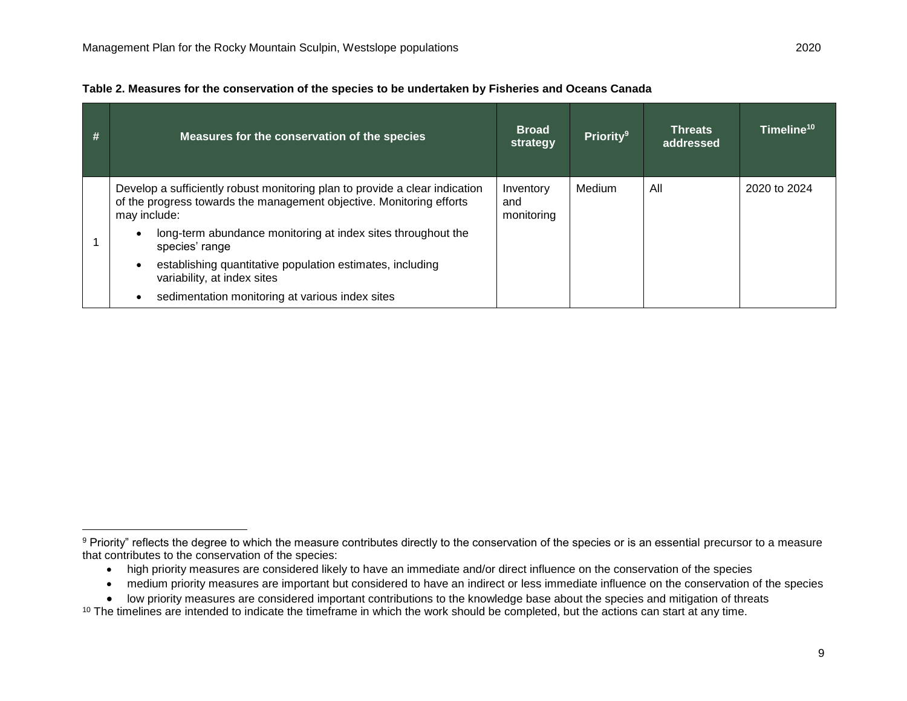**Table 2. Measures for the conservation of the species to be undertaken by Fisheries and Oceans Canada**

| # | Measures for the conservation of the species | Broad strategy | Priority[9] | Threats addressed | Timeline[10] |
|---|---|---|---|---|---|
| 1 | Develop a sufficiently robust monitoring plan to provide a clear indication of the progress towards the management objective. Monitoring efforts may include: <br>• long-term abundance monitoring at index sites throughout the species' range <br>• establishing quantitative population estimates, including variability, at index sites <br>• sedimentation monitoring at various index sites | Inventory and monitoring | Medium | All | 2020 to 2024 |

[9] Priority" reflects the degree to which the measure contributes directly to the conservation of the species or is an essential precursor to a measure that contributes to the conservation of the species:

- high priority measures are considered likely to have an immediate and/or direct influence on the conservation of the species
- medium priority measures are important but considered to have an indirect or less immediate influence on the conservation of the species
- low priority measures are considered important contributions to the knowledge base about the species and mitigation of threats

[10] The timelines are intended to indicate the timeframe in which the work should be completed, but the actions can start at any time.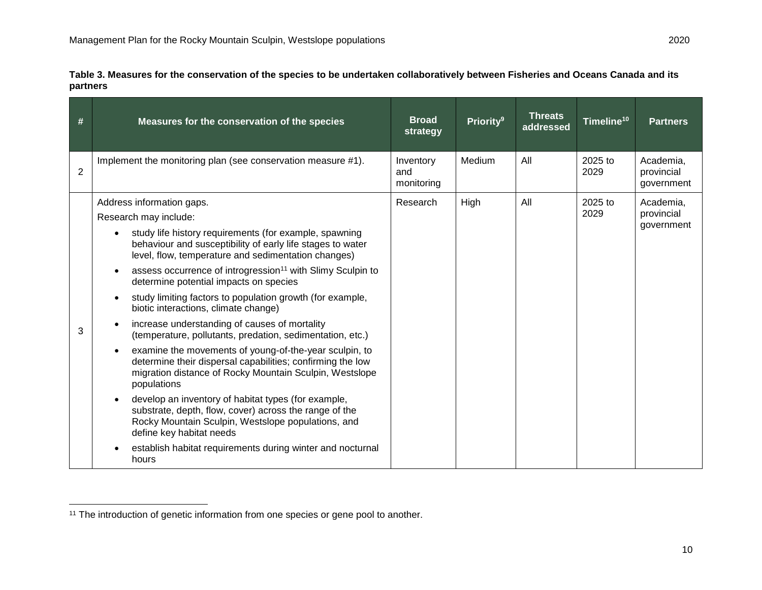**Table 3. Measures for the conservation of the species to be undertaken collaboratively between Fisheries and Oceans Canada and its partners**

| # | Measures for the conservation of the species | Broad strategy | Priority[9] | Threats addressed | Timeline[10] | Partners |
|---|---|---|---|---|---|---|
| 2 | Implement the monitoring plan (see conservation measure #1). | Inventory and monitoring | Medium | All | 2025 to 2029 | Academia, provincial government |
| 3 | Address information gaps.<br>Research may include:<br>• study life history requirements (for example, spawning behaviour and susceptibility of early life stages to water level, flow, temperature and sedimentation changes)<br>• assess occurrence of introgression[11] with Slimy Sculpin to determine potential impacts on species<br>• study limiting factors to population growth (for example, biotic interactions, climate change)<br>• increase understanding of causes of mortality (temperature, pollutants, predation, sedimentation, etc.)<br>• examine the movements of young-of-the-year sculpin, to determine their dispersal capabilities; confirming the low migration distance of Rocky Mountain Sculpin, Westslope populations<br>• develop an inventory of habitat types (for example, substrate, depth, flow, cover) across the range of the Rocky Mountain Sculpin, Westslope populations, and define key habitat needs<br>• establish habitat requirements during winter and nocturnal hours | Research | High | All | 2025 to 2029 | Academia, provincial government |

[11] The introduction of genetic information from one species or gene pool to another.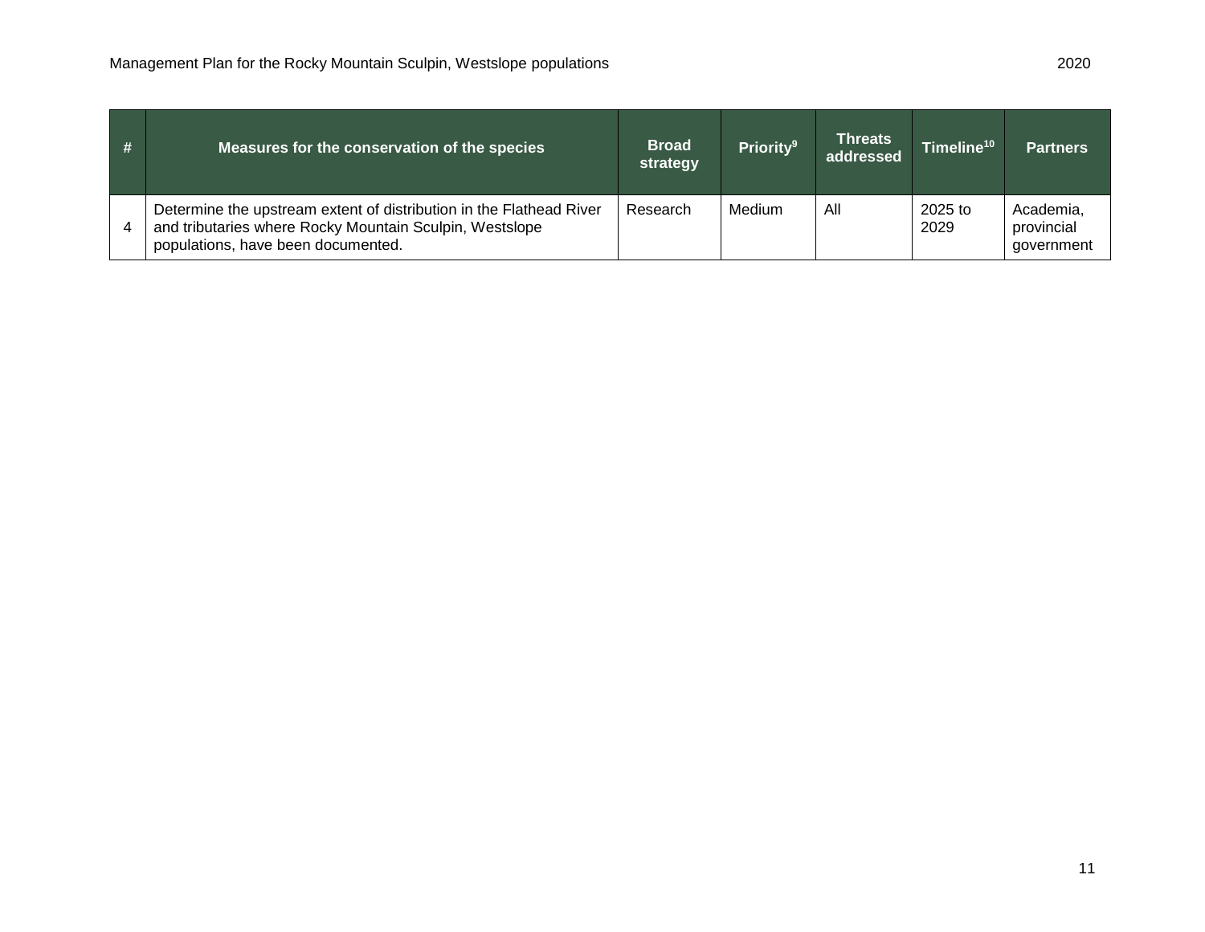| # | Measures for the conservation of the species | Broad strategy | Priority[9] | Threats addressed | Timeline[10] | Partners |
|---|---|---|---|---|---|---|
| 4 | Determine the upstream extent of distribution in the Flathead River and tributaries where Rocky Mountain Sculpin, Westslope populations, have been documented. | Research | Medium | All | 2025 to 2029 | Academia, provincial government |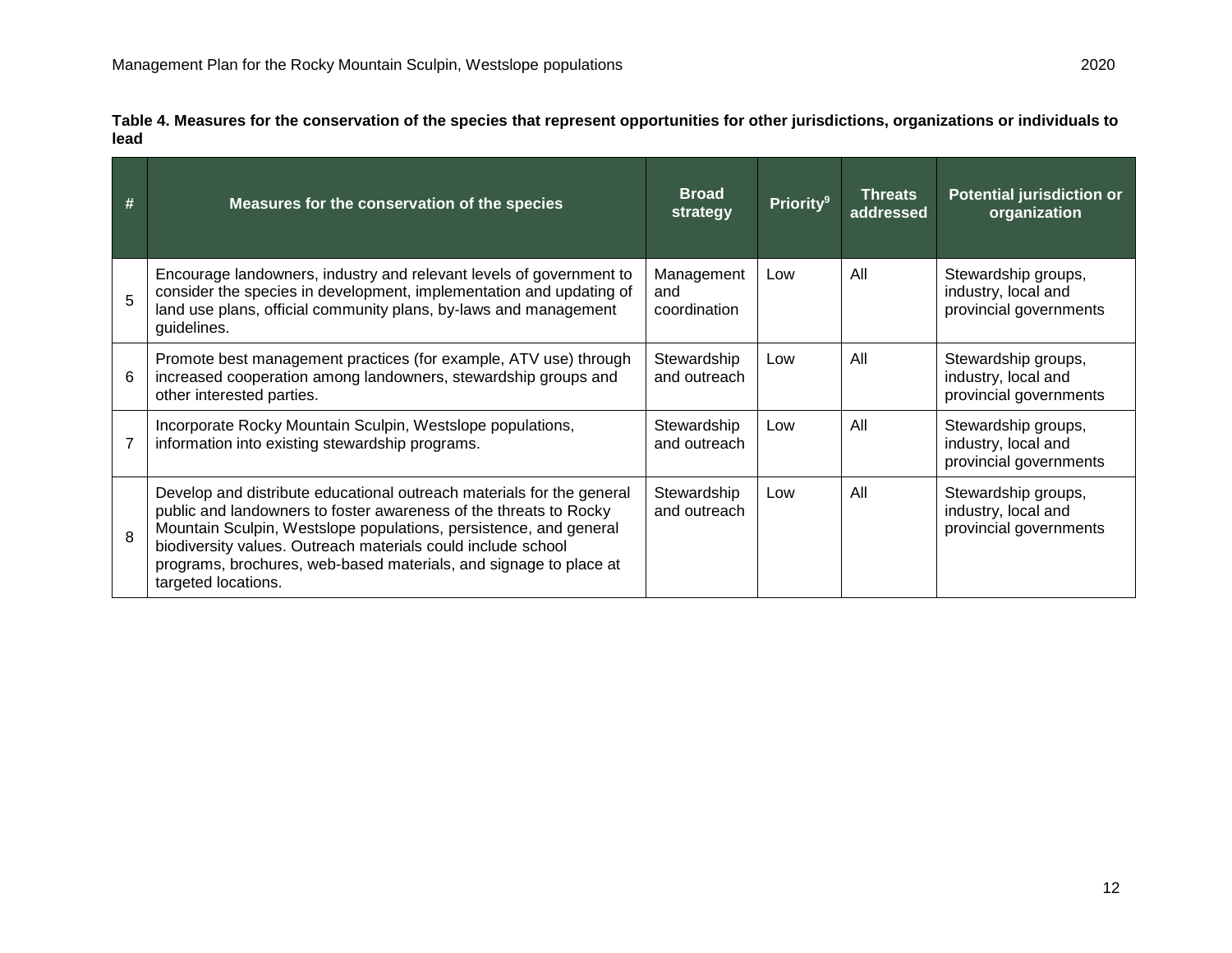**Table 4. Measures for the conservation of the species that represent opportunities for other jurisdictions, organizations or individuals to lead**

| # | Measures for the conservation of the species | Broad strategy | Priority[9] | Threats addressed | Potential jurisdiction or organization |
|---|---|---|---|---|---|
| 5 | Encourage landowners, industry and relevant levels of government to consider the species in development, implementation and updating of land use plans, official community plans, by-laws and management guidelines. | Management and coordination | Low | All | Stewardship groups, industry, local and provincial governments |
| 6 | Promote best management practices (for example, ATV use) through increased cooperation among landowners, stewardship groups and other interested parties. | Stewardship and outreach | Low | All | Stewardship groups, industry, local and provincial governments |
| 7 | Incorporate Rocky Mountain Sculpin, Westslope populations, information into existing stewardship programs. | Stewardship and outreach | Low | All | Stewardship groups, industry, local and provincial governments |
| 8 | Develop and distribute educational outreach materials for the general public and landowners to foster awareness of the threats to Rocky Mountain Sculpin, Westslope populations, persistence, and general biodiversity values. Outreach materials could include school programs, brochures, web-based materials, and signage to place at targeted locations. | Stewardship and outreach | Low | All | Stewardship groups, industry, local and provincial governments |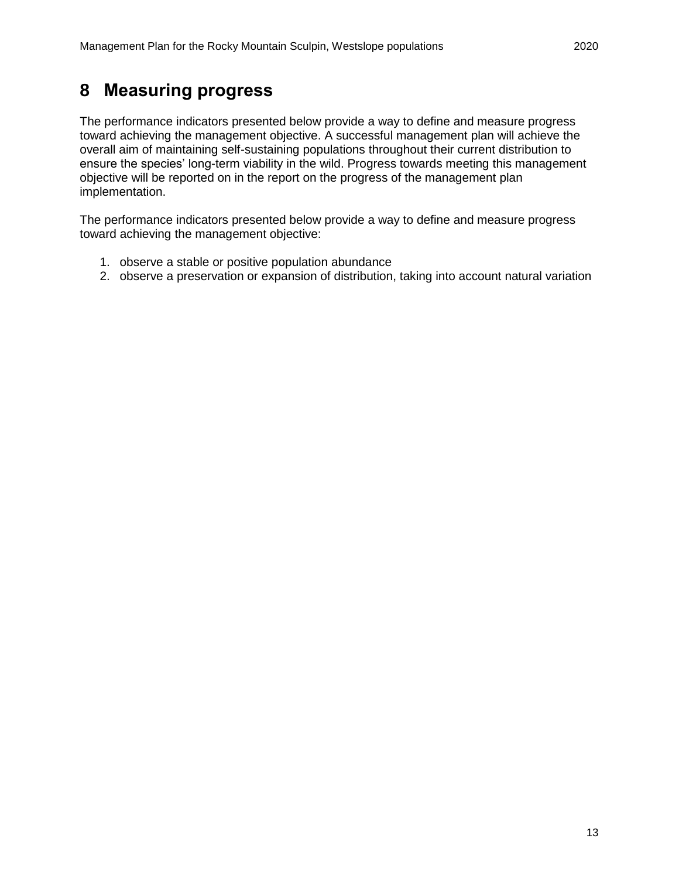# 8 Measuring progress

The performance indicators presented below provide a way to define and measure progress toward achieving the management objective. A successful management plan will achieve the overall aim of maintaining self-sustaining populations throughout their current distribution to ensure the species' long-term viability in the wild. Progress towards meeting this management objective will be reported on in the report on the progress of the management plan implementation.

The performance indicators presented below provide a way to define and measure progress toward achieving the management objective:

1. observe a stable or positive population abundance
2. observe a preservation or expansion of distribution, taking into account natural variation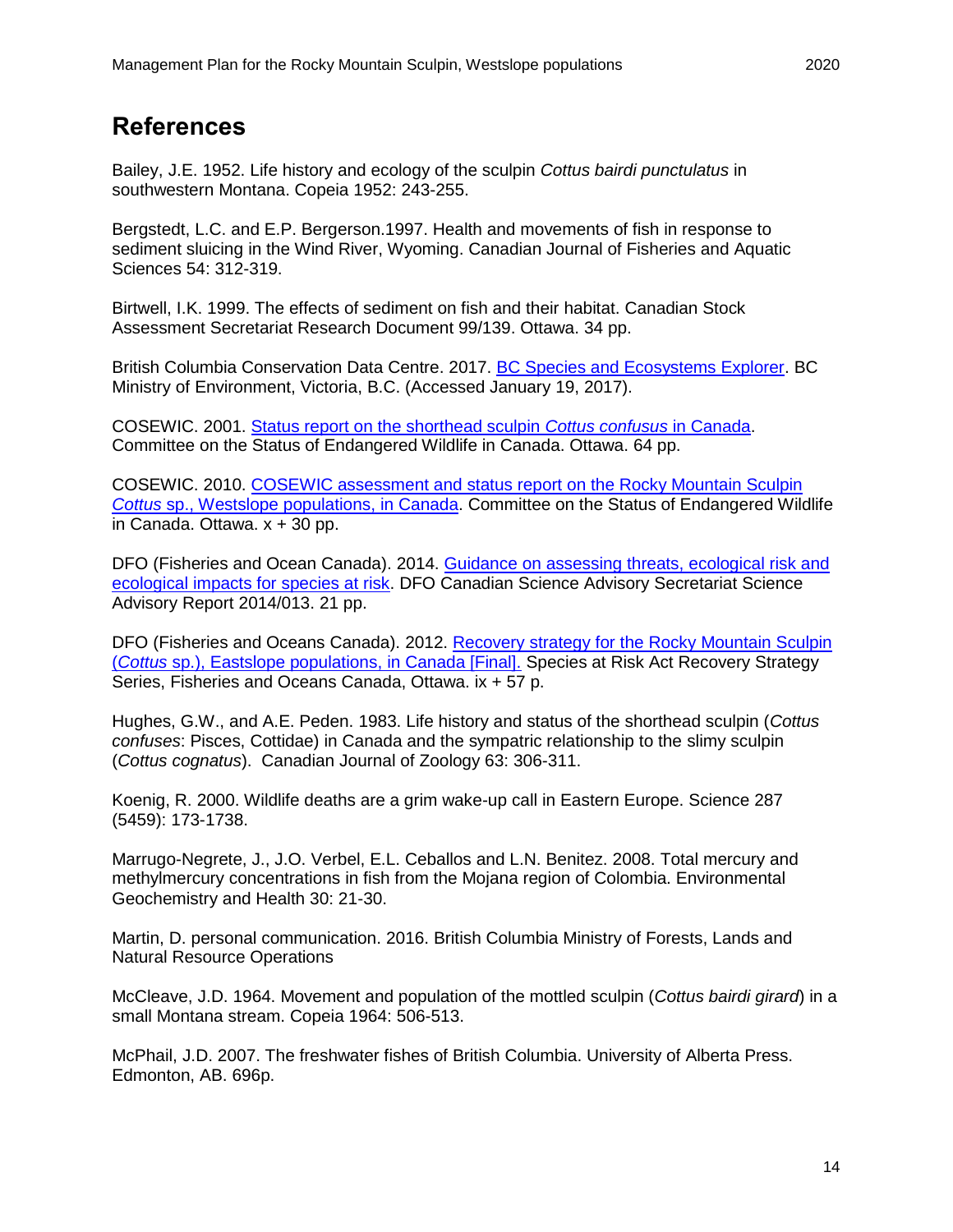## References

Bailey, J.E. 1952. Life history and ecology of the sculpin *Cottus bairdi punctulatus* in southwestern Montana. Copeia 1952: 243-255.

Bergstedt, L.C. and E.P. Bergerson.1997. Health and movements of fish in response to sediment sluicing in the Wind River, Wyoming. Canadian Journal of Fisheries and Aquatic Sciences 54: 312-319.

Birtwell, I.K. 1999. The effects of sediment on fish and their habitat. Canadian Stock Assessment Secretariat Research Document 99/139. Ottawa. 34 pp.

British Columbia Conservation Data Centre. 2017. BC Species and Ecosystems Explorer. BC Ministry of Environment, Victoria, B.C. (Accessed January 19, 2017).

COSEWIC. 2001. Status report on the shorthead sculpin *Cottus confusus* in Canada. Committee on the Status of Endangered Wildlife in Canada. Ottawa. 64 pp.

COSEWIC. 2010. COSEWIC assessment and status report on the Rocky Mountain Sculpin *Cottus* sp., Westslope populations, in Canada. Committee on the Status of Endangered Wildlife in Canada. Ottawa. x + 30 pp.

DFO (Fisheries and Ocean Canada). 2014. Guidance on assessing threats, ecological risk and ecological impacts for species at risk. DFO Canadian Science Advisory Secretariat Science Advisory Report 2014/013. 21 pp.

DFO (Fisheries and Oceans Canada). 2012. Recovery strategy for the Rocky Mountain Sculpin (*Cottus* sp.), Eastslope populations, in Canada [Final]. Species at Risk Act Recovery Strategy Series, Fisheries and Oceans Canada, Ottawa. ix + 57 p.

Hughes, G.W., and A.E. Peden. 1983. Life history and status of the shorthead sculpin (*Cottus confuses*: Pisces, Cottidae) in Canada and the sympatric relationship to the slimy sculpin (*Cottus cognatus*). Canadian Journal of Zoology 63: 306-311.

Koenig, R. 2000. Wildlife deaths are a grim wake-up call in Eastern Europe. Science 287 (5459): 173-1738.

Marrugo-Negrete, J., J.O. Verbel, E.L. Ceballos and L.N. Benitez. 2008. Total mercury and methylmercury concentrations in fish from the Mojana region of Colombia. Environmental Geochemistry and Health 30: 21-30.

Martin, D. personal communication. 2016. British Columbia Ministry of Forests, Lands and Natural Resource Operations

McCleave, J.D. 1964. Movement and population of the mottled sculpin (*Cottus bairdi girard*) in a small Montana stream. Copeia 1964: 506-513.

McPhail, J.D. 2007. The freshwater fishes of British Columbia. University of Alberta Press. Edmonton, AB. 696p.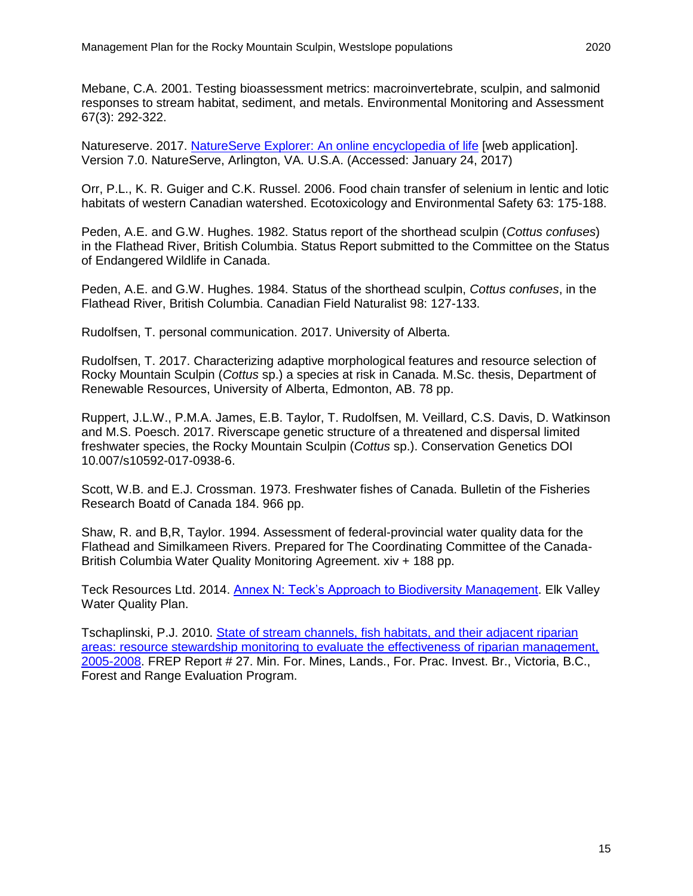Mebane, C.A. 2001. Testing bioassessment metrics: macroinvertebrate, sculpin, and salmonid responses to stream habitat, sediment, and metals. Environmental Monitoring and Assessment 67(3): 292-322.

Natureserve. 2017. [NatureServe Explorer: An online encyclopedia of life] [web application]. Version 7.0. NatureServe, Arlington, VA. U.S.A. (Accessed: January 24, 2017)

Orr, P.L., K. R. Guiger and C.K. Russel. 2006. Food chain transfer of selenium in lentic and lotic habitats of western Canadian watershed. Ecotoxicology and Environmental Safety 63: 175-188.

Peden, A.E. and G.W. Hughes. 1982. Status report of the shorthead sculpin (*Cottus confuses*) in the Flathead River, British Columbia. Status Report submitted to the Committee on the Status of Endangered Wildlife in Canada.

Peden, A.E. and G.W. Hughes. 1984. Status of the shorthead sculpin, *Cottus confuses*, in the Flathead River, British Columbia. Canadian Field Naturalist 98: 127-133.

Rudolfsen, T. personal communication. 2017. University of Alberta.

Rudolfsen, T. 2017. Characterizing adaptive morphological features and resource selection of Rocky Mountain Sculpin (*Cottus* sp.) a species at risk in Canada. M.Sc. thesis, Department of Renewable Resources, University of Alberta, Edmonton, AB. 78 pp.

Ruppert, J.L.W., P.M.A. James, E.B. Taylor, T. Rudolfsen, M. Veillard, C.S. Davis, D. Watkinson and M.S. Poesch. 2017. Riverscape genetic structure of a threatened and dispersal limited freshwater species, the Rocky Mountain Sculpin (*Cottus* sp.). Conservation Genetics DOI 10.007/s10592-017-0938-6.

Scott, W.B. and E.J. Crossman. 1973. Freshwater fishes of Canada. Bulletin of the Fisheries Research Boatd of Canada 184. 966 pp.

Shaw, R. and B,R, Taylor. 1994. Assessment of federal-provincial water quality data for the Flathead and Similkameen Rivers. Prepared for The Coordinating Committee of the Canada-British Columbia Water Quality Monitoring Agreement. xiv + 188 pp.

Teck Resources Ltd. 2014. [Annex N: Teck's Approach to Biodiversity Management]. Elk Valley Water Quality Plan.

Tschaplinski, P.J. 2010. [State of stream channels, fish habitats, and their adjacent riparian areas: resource stewardship monitoring to evaluate the effectiveness of riparian management, 2005-2008]. FREP Report # 27. Min. For. Mines, Lands., For. Prac. Invest. Br., Victoria, B.C., Forest and Range Evaluation Program.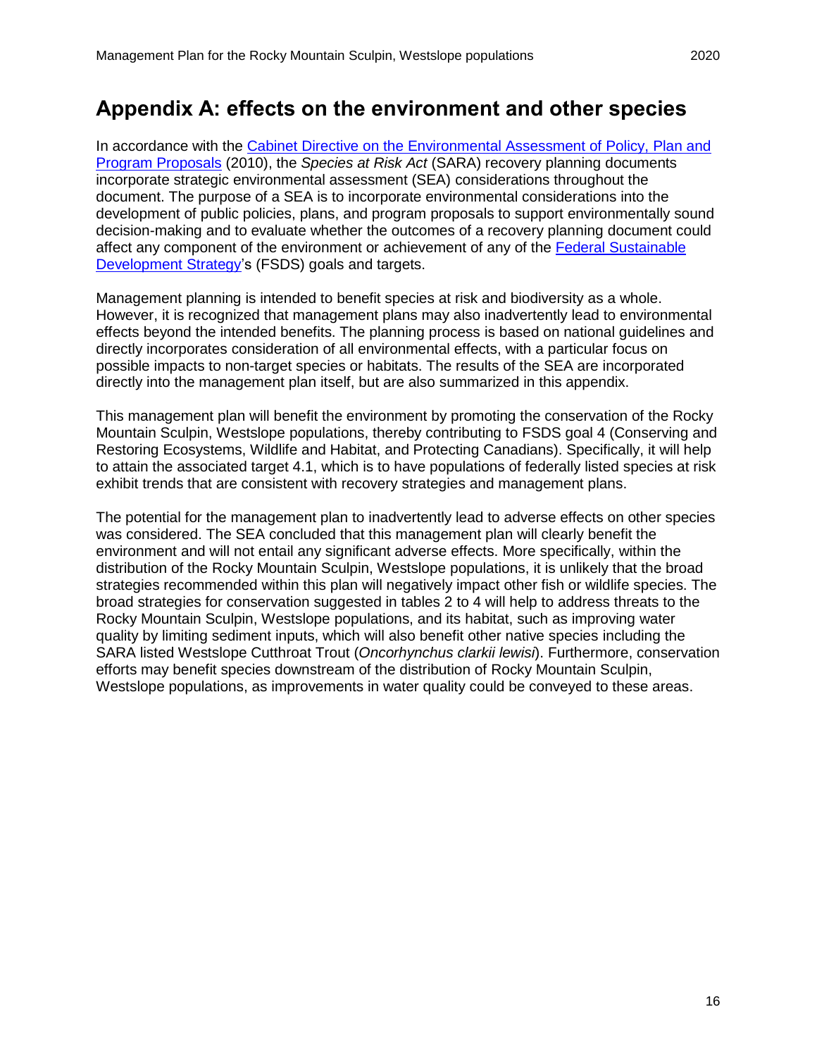## Appendix A: effects on the environment and other species

In accordance with the Cabinet Directive on the Environmental Assessment of Policy, Plan and Program Proposals (2010), the *Species at Risk Act* (SARA) recovery planning documents incorporate strategic environmental assessment (SEA) considerations throughout the document. The purpose of a SEA is to incorporate environmental considerations into the development of public policies, plans, and program proposals to support environmentally sound decision-making and to evaluate whether the outcomes of a recovery planning document could affect any component of the environment or achievement of any of the Federal Sustainable Development Strategy's (FSDS) goals and targets.

Management planning is intended to benefit species at risk and biodiversity as a whole. However, it is recognized that management plans may also inadvertently lead to environmental effects beyond the intended benefits. The planning process is based on national guidelines and directly incorporates consideration of all environmental effects, with a particular focus on possible impacts to non-target species or habitats. The results of the SEA are incorporated directly into the management plan itself, but are also summarized in this appendix.

This management plan will benefit the environment by promoting the conservation of the Rocky Mountain Sculpin, Westslope populations, thereby contributing to FSDS goal 4 (Conserving and Restoring Ecosystems, Wildlife and Habitat, and Protecting Canadians). Specifically, it will help to attain the associated target 4.1, which is to have populations of federally listed species at risk exhibit trends that are consistent with recovery strategies and management plans.

The potential for the management plan to inadvertently lead to adverse effects on other species was considered. The SEA concluded that this management plan will clearly benefit the environment and will not entail any significant adverse effects. More specifically, within the distribution of the Rocky Mountain Sculpin, Westslope populations, it is unlikely that the broad strategies recommended within this plan will negatively impact other fish or wildlife species. The broad strategies for conservation suggested in tables 2 to 4 will help to address threats to the Rocky Mountain Sculpin, Westslope populations, and its habitat, such as improving water quality by limiting sediment inputs, which will also benefit other native species including the SARA listed Westslope Cutthroat Trout (*Oncorhynchus clarkii lewisi*). Furthermore, conservation efforts may benefit species downstream of the distribution of Rocky Mountain Sculpin, Westslope populations, as improvements in water quality could be conveyed to these areas.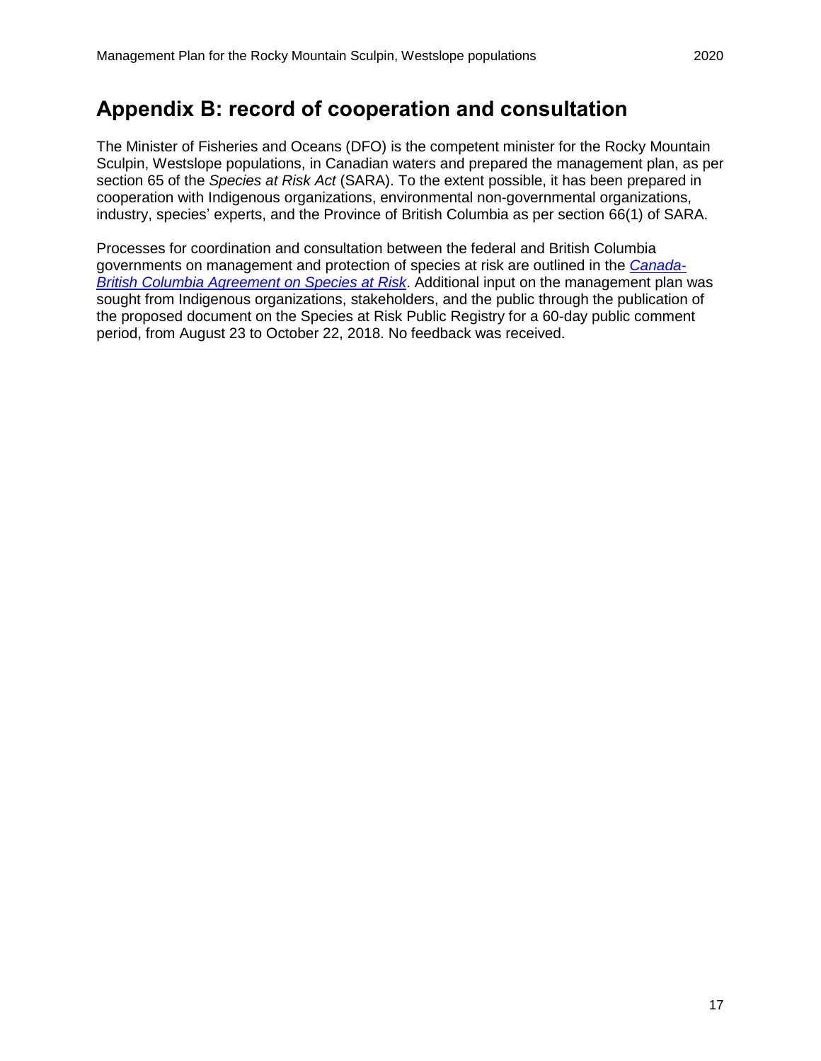# Appendix B: record of cooperation and consultation

The Minister of Fisheries and Oceans (DFO) is the competent minister for the Rocky Mountain Sculpin, Westslope populations, in Canadian waters and prepared the management plan, as per section 65 of the *Species at Risk Act* (SARA). To the extent possible, it has been prepared in cooperation with Indigenous organizations, environmental non-governmental organizations, industry, species' experts, and the Province of British Columbia as per section 66(1) of SARA.

Processes for coordination and consultation between the federal and British Columbia governments on management and protection of species at risk are outlined in the *Canada-British Columbia Agreement on Species at Risk*. Additional input on the management plan was sought from Indigenous organizations, stakeholders, and the public through the publication of the proposed document on the Species at Risk Public Registry for a 60-day public comment period, from August 23 to October 22, 2018. No feedback was received.